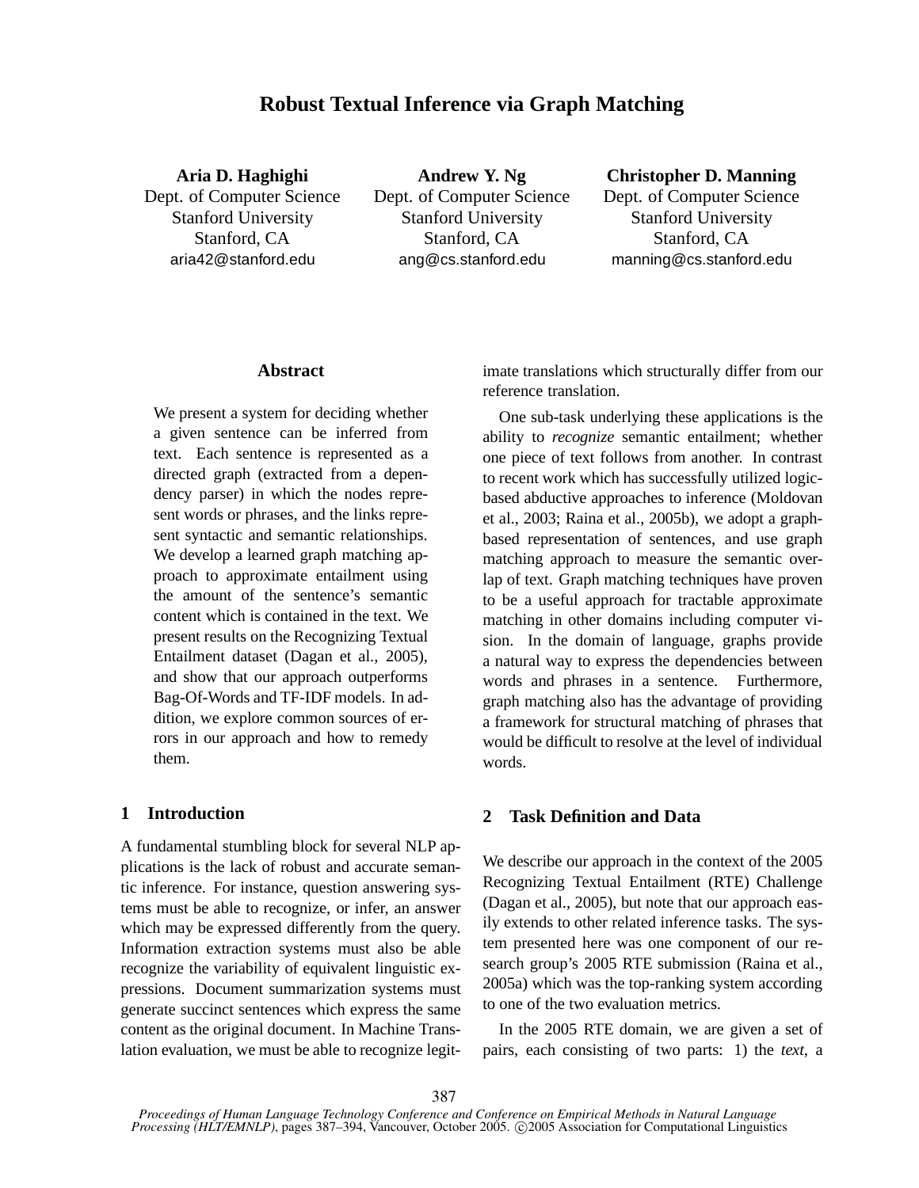# Robust Textual Inference via Graph Matching

**Aria D. Haghighi**
Dept. of Computer Science
Stanford University
Stanford, CA
aria42@stanford.edu

**Andrew Y. Ng**
Dept. of Computer Science
Stanford University
Stanford, CA
ang@cs.stanford.edu

**Christopher D. Manning**
Dept. of Computer Science
Stanford University
Stanford, CA
manning@cs.stanford.edu

## Abstract

We present a system for deciding whether a given sentence can be inferred from text. Each sentence is represented as a directed graph (extracted from a dependency parser) in which the nodes represent words or phrases, and the links represent syntactic and semantic relationships. We develop a learned graph matching approach to approximate entailment using the amount of the sentence's semantic content which is contained in the text. We present results on the Recognizing Textual Entailment dataset (Dagan et al., 2005), and show that our approach outperforms Bag-Of-Words and TF-IDF models. In addition, we explore common sources of errors in our approach and how to remedy them.

## 1 Introduction

A fundamental stumbling block for several NLP applications is the lack of robust and accurate semantic inference. For instance, question answering systems must be able to recognize, or infer, an answer which may be expressed differently from the query. Information extraction systems must also be able recognize the variability of equivalent linguistic expressions. Document summarization systems must generate succinct sentences which express the same content as the original document. In Machine Translation evaluation, we must be able to recognize legitimate translations which structurally differ from our reference translation.

One sub-task underlying these applications is the ability to *recognize* semantic entailment; whether one piece of text follows from another. In contrast to recent work which has successfully utilized logic-based abductive approaches to inference (Moldovan et al., 2003; Raina et al., 2005b), we adopt a graph-based representation of sentences, and use graph matching approach to measure the semantic overlap of text. Graph matching techniques have proven to be a useful approach for tractable approximate matching in other domains including computer vision. In the domain of language, graphs provide a natural way to express the dependencies between words and phrases in a sentence. Furthermore, graph matching also has the advantage of providing a framework for structural matching of phrases that would be difficult to resolve at the level of individual words.

## 2 Task Definition and Data

We describe our approach in the context of the 2005 Recognizing Textual Entailment (RTE) Challenge (Dagan et al., 2005), but note that our approach easily extends to other related inference tasks. The system presented here was one component of our research group's 2005 RTE submission (Raina et al., 2005a) which was the top-ranking system according to one of the two evaluation metrics.

In the 2005 RTE domain, we are given a set of pairs, each consisting of two parts: 1) the *text*, a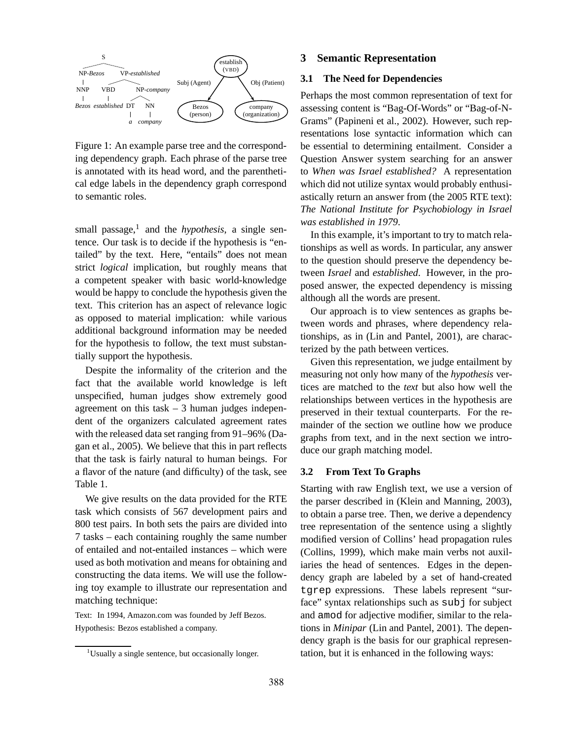Figure 1: An example parse tree and the corresponding dependency graph. Each phrase of the parse tree is annotated with its head word, and the parenthetical edge labels in the dependency graph correspond to semantic roles.

small passage,[1] and the *hypothesis*, a single sentence. Our task is to decide if the hypothesis is "entailed" by the text. Here, "entails" does not mean strict *logical* implication, but roughly means that a competent speaker with basic world-knowledge would be happy to conclude the hypothesis given the text. This criterion has an aspect of relevance logic as opposed to material implication: while various additional background information may be needed for the hypothesis to follow, the text must substantially support the hypothesis.

Despite the informality of the criterion and the fact that the available world knowledge is left unspecified, human judges show extremely good agreement on this task – 3 human judges independent of the organizers calculated agreement rates with the released data set ranging from 91–96% (Dagan et al., 2005). We believe that this in part reflects that the task is fairly natural to human beings. For a flavor of the nature (and difficulty) of the task, see Table 1.

We give results on the data provided for the RTE task which consists of 567 development pairs and 800 test pairs. In both sets the pairs are divided into 7 tasks – each containing roughly the same number of entailed and not-entailed instances – which were used as both motivation and means for obtaining and constructing the data items. We will use the following toy example to illustrate our representation and matching technique:

Text: In 1994, Amazon.com was founded by Jeff Bezos.
Hypothesis: Bezos established a company.

[1] Usually a single sentence, but occasionally longer.

## 3 Semantic Representation

### 3.1 The Need for Dependencies

Perhaps the most common representation of text for assessing content is "Bag-Of-Words" or "Bag-of-N-Grams" (Papineni et al., 2002). However, such representations lose syntactic information which can be essential to determining entailment. Consider a Question Answer system searching for an answer to *When was Israel established?* A representation which did not utilize syntax would probably enthusiastically return an answer from (the 2005 RTE text): *The National Institute for Psychobiology in Israel was established in 1979*.

In this example, it's important to try to match relationships as well as words. In particular, any answer to the question should preserve the dependency between *Israel* and *established*. However, in the proposed answer, the expected dependency is missing although all the words are present.

Our approach is to view sentences as graphs between words and phrases, where dependency relationships, as in (Lin and Pantel, 2001), are characterized by the path between vertices.

Given this representation, we judge entailment by measuring not only how many of the *hypothesis* vertices are matched to the *text* but also how well the relationships between vertices in the hypothesis are preserved in their textual counterparts. For the remainder of the section we outline how we produce graphs from text, and in the next section we introduce our graph matching model.

### 3.2 From Text To Graphs

Starting with raw English text, we use a version of the parser described in (Klein and Manning, 2003), to obtain a parse tree. Then, we derive a dependency tree representation of the sentence using a slightly modified version of Collins' head propagation rules (Collins, 1999), which make main verbs not auxiliaries the head of sentences. Edges in the dependency graph are labeled by a set of hand-created `tgrep` expressions. These labels represent "surface" syntax relationships such as `subj` for subject and `amod` for adjective modifier, similar to the relations in *Minipar* (Lin and Pantel, 2001). The dependency graph is the basis for our graphical representation, but it is enhanced in the following ways: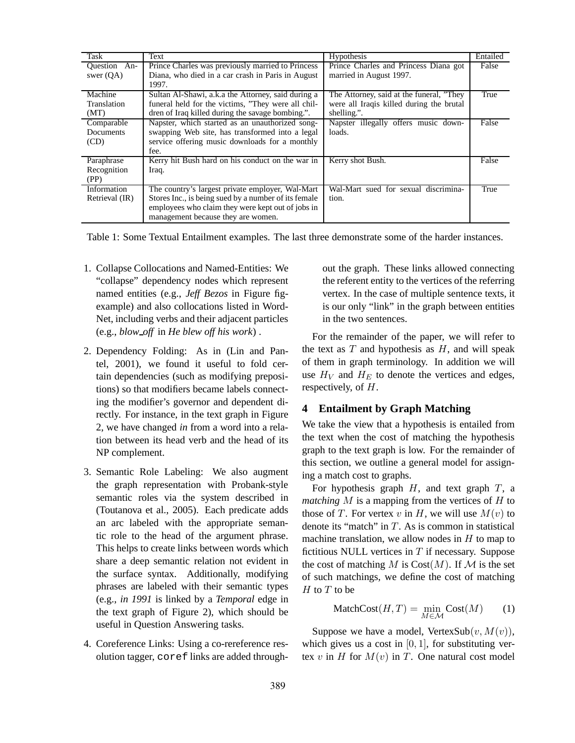| Task | Text | Hypothesis | Entailed |
|---|---|---|---|
| Question Answer (QA) | Prince Charles was previously married to Princess Diana, who died in a car crash in Paris in August 1997. | Prince Charles and Princess Diana got married in August 1997. | False |
| Machine Translation (MT) | Sultan Al-Shawi, a.k.a the Attorney, said during a funeral held for the victims, "They were all children of Iraq killed during the savage bombing.". | The Attorney, said at the funeral, "They were all Iraqis killed during the brutal shelling.". | True |
| Comparable Documents (CD) | Napster, which started as an unauthorized song-swapping Web site, has transformed into a legal service offering music downloads for a monthly fee. | Napster illegally offers music downloads. | False |
| Paraphrase Recognition (PP) | Kerry hit Bush hard on his conduct on the war in Iraq. | Kerry shot Bush. | False |
| Information Retrieval (IR) | The country's largest private employer, Wal-Mart Stores Inc., is being sued by a number of its female employees who claim they were kept out of jobs in management because they are women. | Wal-Mart sued for sexual discrimination. | True |

Table 1: Some Textual Entailment examples. The last three demonstrate some of the harder instances.

1. Collapse Collocations and Named-Entities: We "collapse" dependency nodes which represent named entities (e.g., *Jeff Bezos* in Figure fig-example) and also collocations listed in WordNet, including verbs and their adjacent particles (e.g., *blow_off* in *He blew off his work*) .

2. Dependency Folding: As in (Lin and Pantel, 2001), we found it useful to fold certain dependencies (such as modifying prepositions) so that modifiers became labels connecting the modifier's governor and dependent directly. For instance, in the text graph in Figure 2, we have changed *in* from a word into a relation between its head verb and the head of its NP complement.

3. Semantic Role Labeling: We also augment the graph representation with Probank-style semantic roles via the system described in (Toutanova et al., 2005). Each predicate adds an arc labeled with the appropriate semantic role to the head of the argument phrase. This helps to create links between words which share a deep semantic relation not evident in the surface syntax. Additionally, modifying phrases are labeled with their semantic types (e.g., *in 1991* is linked by a *Temporal* edge in the text graph of Figure 2), which should be useful in Question Answering tasks.

4. Coreference Links: Using a co-rereference resolution tagger, `coref` links are added throughout the graph. These links allowed connecting the referent entity to the vertices of the referring vertex. In the case of multiple sentence texts, it is our only "link" in the graph between entities in the two sentences.

For the remainder of the paper, we will refer to the text as $T$ and hypothesis as $H$, and will speak of them in graph terminology. In addition we will use $H_V$ and $H_E$ to denote the vertices and edges, respectively, of $H$.

## 4 Entailment by Graph Matching

We take the view that a hypothesis is entailed from the text when the cost of matching the hypothesis graph to the text graph is low. For the remainder of this section, we outline a general model for assigning a match cost to graphs.

For hypothesis graph $H$, and text graph $T$, a *matching* $M$ is a mapping from the vertices of $H$ to those of $T$. For vertex $v$ in $H$, we will use $M(v)$ to denote its "match" in $T$. As is common in statistical machine translation, we allow nodes in $H$ to map to fictitious NULL vertices in $T$ if necessary. Suppose the cost of matching $M$ is $\text{Cost}(M)$. If $\mathcal{M}$ is the set of such matchings, we define the cost of matching $H$ to $T$ to be

$$\text{MatchCost}(H, T) = \min_{M \in \mathcal{M}} \text{Cost}(M) \qquad (1)$$

Suppose we have a model, $\text{VertexSub}(v, M(v))$, which gives us a cost in $[0, 1]$, for substituting vertex $v$ in $H$ for $M(v)$ in $T$. One natural cost model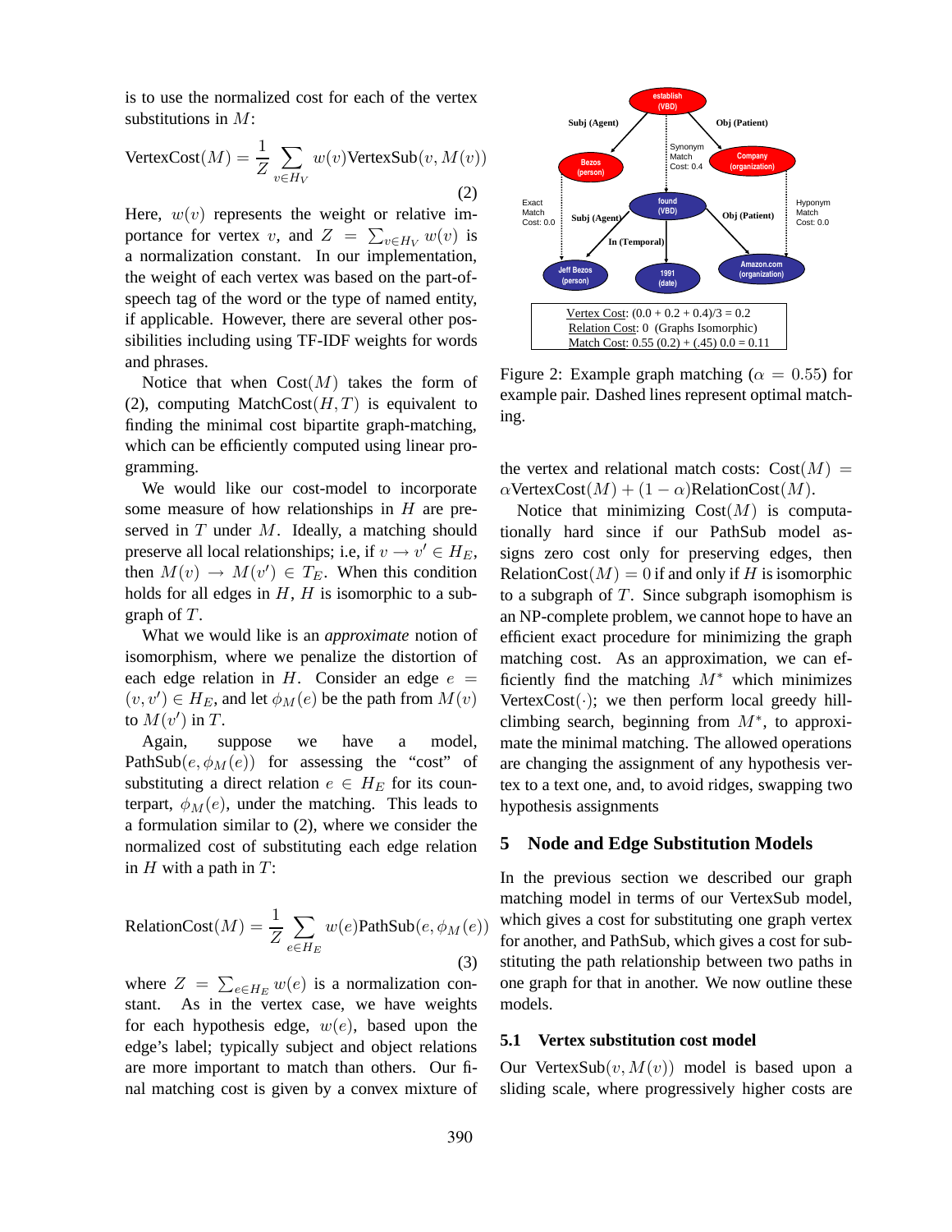is to use the normalized cost for each of the vertex substitutions in $M$:

$$\text{VertexCost}(M) = \frac{1}{Z} \sum_{v \in H_V} w(v) \text{VertexSub}(v, M(v)) \tag{2}$$

Here, $w(v)$ represents the weight or relative importance for vertex $v$, and $Z = \sum_{v \in H_V} w(v)$ is a normalization constant. In our implementation, the weight of each vertex was based on the part-of-speech tag of the word or the type of named entity, if applicable. However, there are several other possibilities including using TF-IDF weights for words and phrases.

Notice that when $\text{Cost}(M)$ takes the form of (2), computing $\text{MatchCost}(H, T)$ is equivalent to finding the minimal cost bipartite graph-matching, which can be efficiently computed using linear programming.

We would like our cost-model to incorporate some measure of how relationships in $H$ are preserved in $T$ under $M$. Ideally, a matching should preserve all local relationships; i.e, if $v \to v' \in H_E$, then $M(v) \to M(v') \in T_E$. When this condition holds for all edges in $H$, $H$ is isomorphic to a subgraph of $T$.

What we would like is an *approximate* notion of isomorphism, where we penalize the distortion of each edge relation in $H$. Consider an edge $e = (v, v') \in H_E$, and let $\phi_M(e)$ be the path from $M(v)$ to $M(v')$ in $T$.

Again, suppose we have a model, $\text{PathSub}(e, \phi_M(e))$ for assessing the "cost" of substituting a direct relation $e \in H_E$ for its counterpart, $\phi_M(e)$, under the matching. This leads to a formulation similar to (2), where we consider the normalized cost of substituting each edge relation in $H$ with a path in $T$:

$$\text{RelationCost}(M) = \frac{1}{Z} \sum_{e \in H_E} w(e) \text{PathSub}(e, \phi_M(e)) \tag{3}$$

where $Z = \sum_{e \in H_E} w(e)$ is a normalization constant. As in the vertex case, we have weights for each hypothesis edge, $w(e)$, based upon the edge's label; typically subject and object relations are more important to match than others. Our final matching cost is given by a convex mixture of the vertex and relational match costs: $\text{Cost}(M) = \alpha \text{VertexCost}(M) + (1 - \alpha) \text{RelationCost}(M)$.

Vertex Cost: (0.0 + 0.2 + 0.4)/3 = 0.2
Relation Cost: 0 (Graphs Isomorphic)
Match Cost: 0.55 (0.2) + (.45) 0.0 = 0.11

Figure 2: Example graph matching ($\alpha = 0.55$) for example pair. Dashed lines represent optimal matching.

Notice that minimizing $\text{Cost}(M)$ is computationally hard since if our PathSub model assigns zero cost only for preserving edges, then $\text{RelationCost}(M) = 0$ if and only if $H$ is isomorphic to a subgraph of $T$. Since subgraph isomophism is an NP-complete problem, we cannot hope to have an efficient exact procedure for minimizing the graph matching cost. As an approximation, we can efficiently find the matching $M^*$ which minimizes $\text{VertexCost}(\cdot)$; we then perform local greedy hill-climbing search, beginning from $M^*$, to approximate the minimal matching. The allowed operations are changing the assignment of any hypothesis vertex to a text one, and, to avoid ridges, swapping two hypothesis assignments

## 5 Node and Edge Substitution Models

In the previous section we described our graph matching model in terms of our VertexSub model, which gives a cost for substituting one graph vertex for another, and PathSub, which gives a cost for substituting the path relationship between two paths in one graph for that in another. We now outline these models.

### 5.1 Vertex substitution cost model

Our $\text{VertexSub}(v, M(v))$ model is based upon a sliding scale, where progressively higher costs are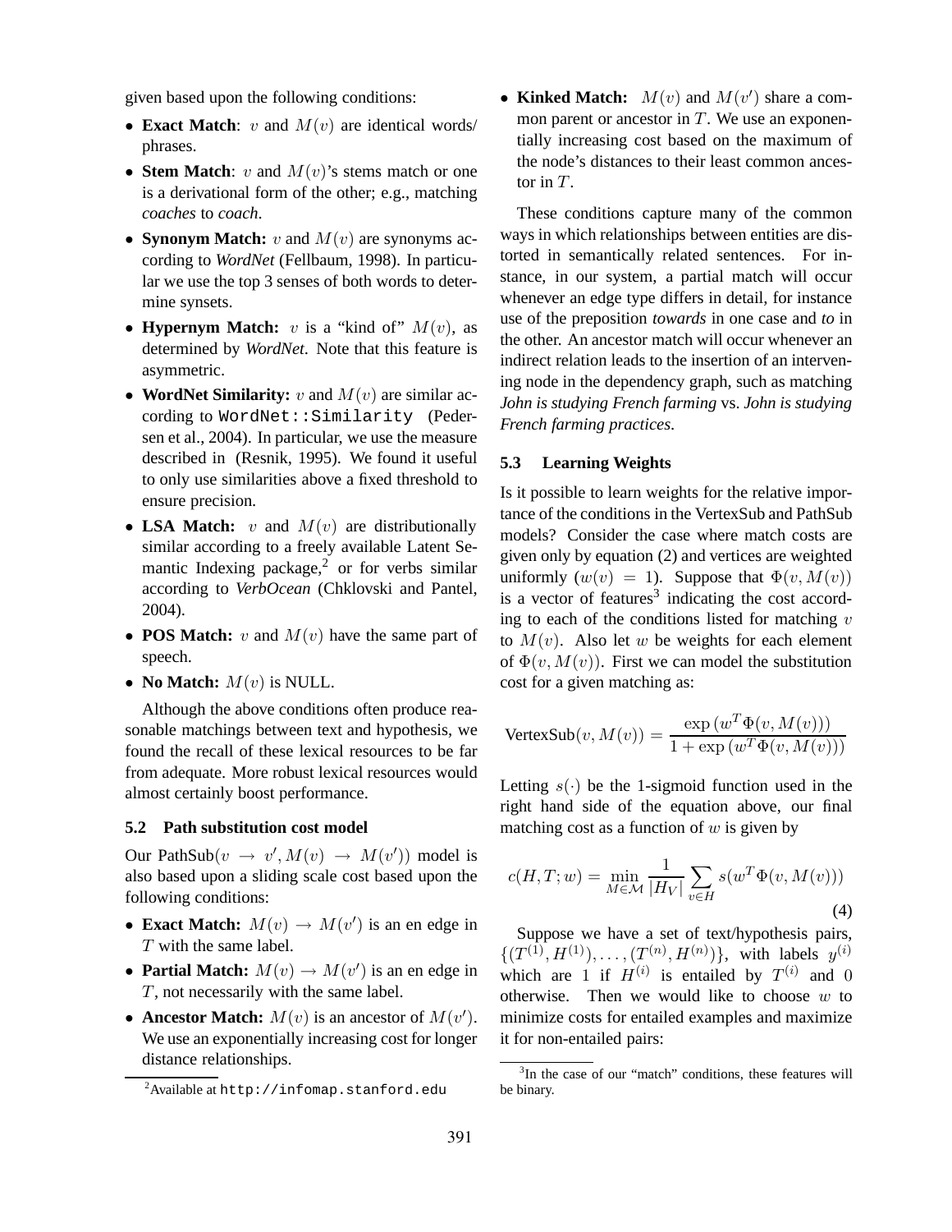given based upon the following conditions:

- **Exact Match**: $v$ and $M(v)$ are identical words/ phrases.
- **Stem Match**: $v$ and $M(v)$'s stems match or one is a derivational form of the other; e.g., matching *coaches* to *coach*.
- **Synonym Match:** $v$ and $M(v)$ are synonyms according to *WordNet* (Fellbaum, 1998). In particular we use the top 3 senses of both words to determine synsets.
- **Hypernym Match:** $v$ is a "kind of" $M(v)$, as determined by *WordNet*. Note that this feature is asymmetric.
- **WordNet Similarity:** $v$ and $M(v)$ are similar according to `WordNet::Similarity` (Pedersen et al., 2004). In particular, we use the measure described in (Resnik, 1995). We found it useful to only use similarities above a fixed threshold to ensure precision.
- **LSA Match:** $v$ and $M(v)$ are distributionally similar according to a freely available Latent Semantic Indexing package,[2] or for verbs similar according to *VerbOcean* (Chklovski and Pantel, 2004).
- **POS Match:** $v$ and $M(v)$ have the same part of speech.
- **No Match:** $M(v)$ is NULL.

Although the above conditions often produce reasonable matchings between text and hypothesis, we found the recall of these lexical resources to be far from adequate. More robust lexical resources would almost certainly boost performance.

### 5.2 Path substitution cost model

Our PathSub$(v \rightarrow v', M(v) \rightarrow M(v'))$ model is also based upon a sliding scale cost based upon the following conditions:

- **Exact Match:** $M(v) \rightarrow M(v')$ is an en edge in $T$ with the same label.
- **Partial Match:** $M(v) \rightarrow M(v')$ is an en edge in $T$, not necessarily with the same label.
- **Ancestor Match:** $M(v)$ is an ancestor of $M(v')$. We use an exponentially increasing cost for longer distance relationships.
- **Kinked Match:** $M(v)$ and $M(v')$ share a common parent or ancestor in $T$. We use an exponentially increasing cost based on the maximum of the node's distances to their least common ancestor in $T$.

These conditions capture many of the common ways in which relationships between entities are distorted in semantically related sentences. For instance, in our system, a partial match will occur whenever an edge type differs in detail, for instance use of the preposition *towards* in one case and *to* in the other. An ancestor match will occur whenever an indirect relation leads to the insertion of an intervening node in the dependency graph, such as matching *John is studying French farming* vs. *John is studying French farming practices*.

### 5.3 Learning Weights

Is it possible to learn weights for the relative importance of the conditions in the VertexSub and PathSub models? Consider the case where match costs are given only by equation (2) and vertices are weighted uniformly ($w(v) = 1$). Suppose that $\Phi(v, M(v))$ is a vector of features[3] indicating the cost according to each of the conditions listed for matching $v$ to $M(v)$. Also let $w$ be weights for each element of $\Phi(v, M(v))$. First we can model the substitution cost for a given matching as:

$$\text{VertexSub}(v, M(v)) = \frac{\exp\left(w^T \Phi(v, M(v))\right)}{1 + \exp\left(w^T \Phi(v, M(v))\right)}$$

Letting $s(\cdot)$ be the 1-sigmoid function used in the right hand side of the equation above, our final matching cost as a function of $w$ is given by

$$c(H, T; w) = \min_{M \in \mathcal{M}} \frac{1}{|H_V|} \sum_{v \in H} s(w^T \Phi(v, M(v))) \tag{4}$$

Suppose we have a set of text/hypothesis pairs, $\{(T^{(1)}, H^{(1)}), \ldots, (T^{(n)}, H^{(n)})\}$, with labels $y^{(i)}$ which are 1 if $H^{(i)}$ is entailed by $T^{(i)}$ and 0 otherwise. Then we would like to choose $w$ to minimize costs for entailed examples and maximize it for non-entailed pairs:

[2] Available at `http://infomap.stanford.edu`

[3] In the case of our "match" conditions, these features will be binary.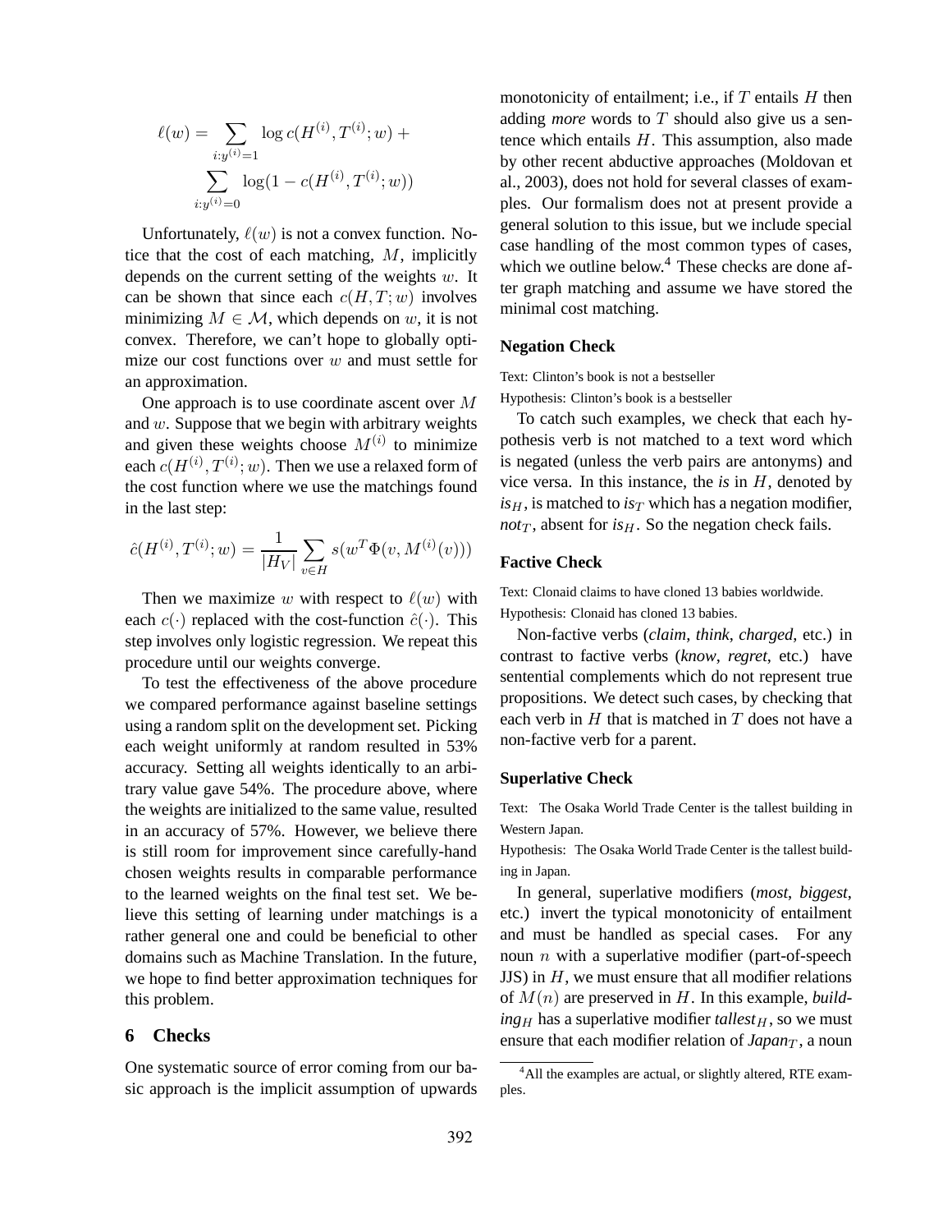$$\ell(w) = \sum_{i:y^{(i)}=1} \log c(H^{(i)}, T^{(i)}; w) + \sum_{i:y^{(i)}=0} \log(1 - c(H^{(i)}, T^{(i)}; w))$$

Unfortunately, $\ell(w)$ is not a convex function. Notice that the cost of each matching, $M$, implicitly depends on the current setting of the weights $w$. It can be shown that since each $c(H, T; w)$ involves minimizing $M \in \mathcal{M}$, which depends on $w$, it is not convex. Therefore, we can't hope to globally optimize our cost functions over $w$ and must settle for an approximation.

One approach is to use coordinate ascent over $M$ and $w$. Suppose that we begin with arbitrary weights and given these weights choose $M^{(i)}$ to minimize each $c(H^{(i)}, T^{(i)}; w)$. Then we use a relaxed form of the cost function where we use the matchings found in the last step:

$$\hat{c}(H^{(i)}, T^{(i)}; w) = \frac{1}{|H_V|} \sum_{v \in H} s(w^T \Phi(v, M^{(i)}(v)))$$

Then we maximize $w$ with respect to $\ell(w)$ with each $c(\cdot)$ replaced with the cost-function $\hat{c}(\cdot)$. This step involves only logistic regression. We repeat this procedure until our weights converge.

To test the effectiveness of the above procedure we compared performance against baseline settings using a random split on the development set. Picking each weight uniformly at random resulted in 53% accuracy. Setting all weights identically to an arbitrary value gave 54%. The procedure above, where the weights are initialized to the same value, resulted in an accuracy of 57%. However, we believe there is still room for improvement since carefully-hand chosen weights results in comparable performance to the learned weights on the final test set. We believe this setting of learning under matchings is a rather general one and could be beneficial to other domains such as Machine Translation. In the future, we hope to find better approximation techniques for this problem.

## 6 Checks

One systematic source of error coming from our basic approach is the implicit assumption of upwards monotonicity of entailment; i.e., if $T$ entails $H$ then adding *more* words to $T$ should also give us a sentence which entails $H$. This assumption, also made by other recent abductive approaches (Moldovan et al., 2003), does not hold for several classes of examples. Our formalism does not at present provide a general solution to this issue, but we include special case handling of the most common types of cases, which we outline below.[4] These checks are done after graph matching and assume we have stored the minimal cost matching.

**Negation Check**

Text: Clinton's book is not a bestseller

Hypothesis: Clinton's book is a bestseller

To catch such examples, we check that each hypothesis verb is not matched to a text word which is negated (unless the verb pairs are antonyms) and vice versa. In this instance, the *is* in $H$, denoted by *is*$_H$, is matched to *is*$_T$ which has a negation modifier, *not*$_T$, absent for *is*$_H$. So the negation check fails.

**Factive Check**

Text: Clonaid claims to have cloned 13 babies worldwide.

Hypothesis: Clonaid has cloned 13 babies.

Non-factive verbs (*claim*, *think*, *charged*, etc.) in contrast to factive verbs (*know*, *regret*, etc.) have sentential complements which do not represent true propositions. We detect such cases, by checking that each verb in $H$ that is matched in $T$ does not have a non-factive verb for a parent.

**Superlative Check**

Text: The Osaka World Trade Center is the tallest building in Western Japan.

Hypothesis: The Osaka World Trade Center is the tallest building in Japan.

In general, superlative modifiers (*most*, *biggest*, etc.) invert the typical monotonicity of entailment and must be handled as special cases. For any noun $n$ with a superlative modifier (part-of-speech JJS) in $H$, we must ensure that all modifier relations of $M(n)$ are preserved in $H$. In this example, *building*$_H$ has a superlative modifier *tallest*$_H$, so we must ensure that each modifier relation of *Japan*$_T$, a noun

[4] All the examples are actual, or slightly altered, RTE examples.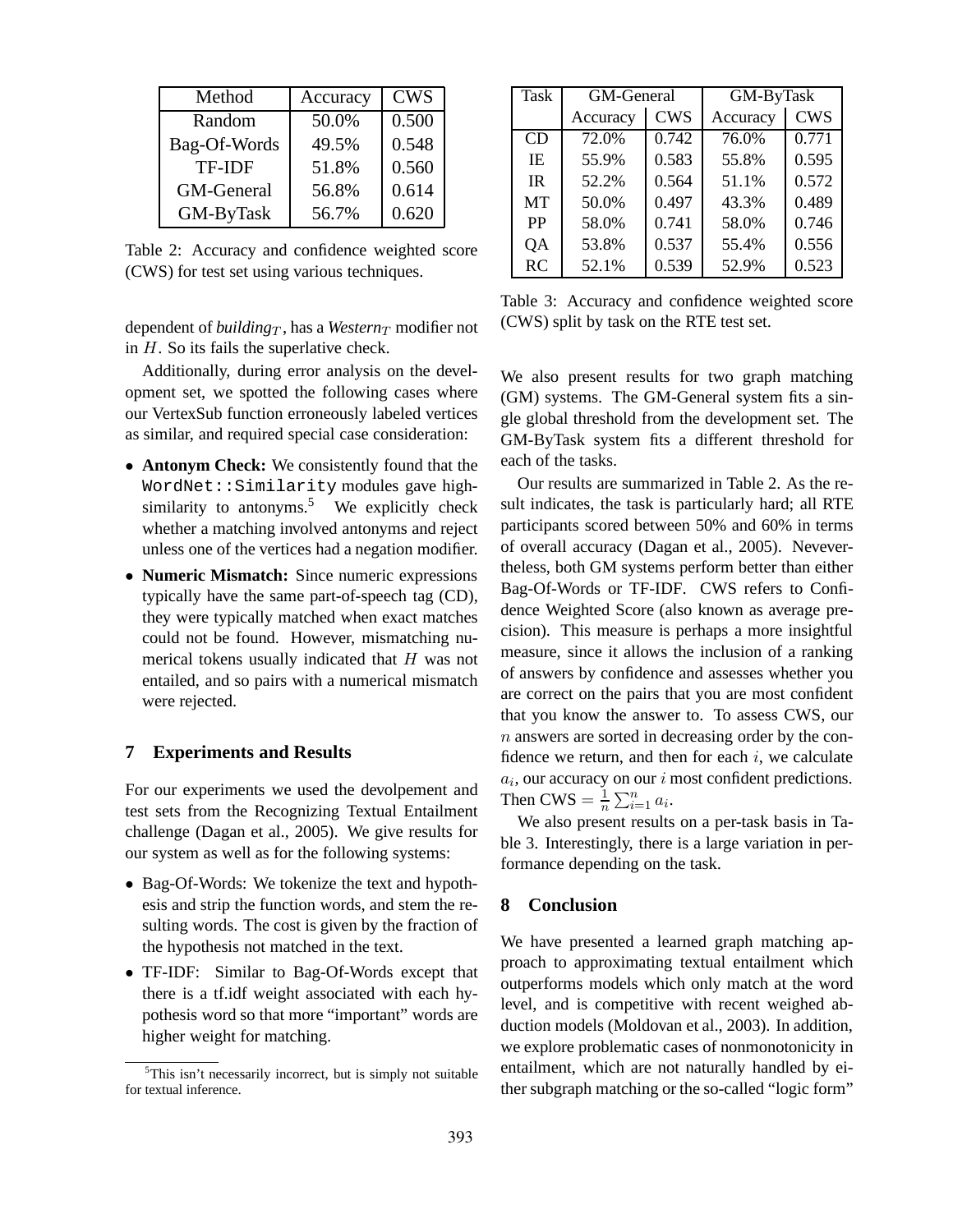| Method | Accuracy | CWS |
| --- | --- | --- |
| Random | 50.0% | 0.500 |
| Bag-Of-Words | 49.5% | 0.548 |
| TF-IDF | 51.8% | 0.560 |
| GM-General | 56.8% | 0.614 |
| GM-ByTask | 56.7% | 0.620 |

Table 2: Accuracy and confidence weighted score (CWS) for test set using various techniques.

dependent of *building*$_T$, has a *Western*$_T$ modifier not in $H$. So its fails the superlative check.

Additionally, during error analysis on the development set, we spotted the following cases where our VertexSub function erroneously labeled vertices as similar, and required special case consideration:

- **Antonym Check:** We consistently found that the `WordNet::Similarity` modules gave high-similarity to antonyms.[5] We explicitly check whether a matching involved antonyms and reject unless one of the vertices had a negation modifier.
- **Numeric Mismatch:** Since numeric expressions typically have the same part-of-speech tag (CD), they were typically matched when exact matches could not be found. However, mismatching numerical tokens usually indicated that $H$ was not entailed, and so pairs with a numerical mismatch were rejected.

## 7 Experiments and Results

For our experiments we used the devolpement and test sets from the Recognizing Textual Entailment challenge (Dagan et al., 2005). We give results for our system as well as for the following systems:

- Bag-Of-Words: We tokenize the text and hypothesis and strip the function words, and stem the resulting words. The cost is given by the fraction of the hypothesis not matched in the text.
- TF-IDF: Similar to Bag-Of-Words except that there is a tf.idf weight associated with each hypothesis word so that more "important" words are higher weight for matching.

[5]This isn't necessarily incorrect, but is simply not suitable for textual inference.

| Task | GM-General | | GM-ByTask | |
| --- | --- | --- | --- | --- |
| | Accuracy | CWS | Accuracy | CWS |
| CD | 72.0% | 0.742 | 76.0% | 0.771 |
| IE | 55.9% | 0.583 | 55.8% | 0.595 |
| IR | 52.2% | 0.564 | 51.1% | 0.572 |
| MT | 50.0% | 0.497 | 43.3% | 0.489 |
| PP | 58.0% | 0.741 | 58.0% | 0.746 |
| QA | 53.8% | 0.537 | 55.4% | 0.556 |
| RC | 52.1% | 0.539 | 52.9% | 0.523 |

Table 3: Accuracy and confidence weighted score (CWS) split by task on the RTE test set.

We also present results for two graph matching (GM) systems. The GM-General system fits a single global threshold from the development set. The GM-ByTask system fits a different threshold for each of the tasks.

Our results are summarized in Table 2. As the result indicates, the task is particularly hard; all RTE participants scored between 50% and 60% in terms of overall accuracy (Dagan et al., 2005). Nevevertheless, both GM systems perform better than either Bag-Of-Words or TF-IDF. CWS refers to Confidence Weighted Score (also known as average precision). This measure is perhaps a more insightful measure, since it allows the inclusion of a ranking of answers by confidence and assesses whether you are correct on the pairs that you are most confident that you know the answer to. To assess CWS, our $n$ answers are sorted in decreasing order by the confidence we return, and then for each $i$, we calculate $a_i$, our accuracy on our $i$ most confident predictions. Then CWS $= \frac{1}{n} \sum_{i=1}^{n} a_i$.

We also present results on a per-task basis in Table 3. Interestingly, there is a large variation in performance depending on the task.

## 8 Conclusion

We have presented a learned graph matching approach to approximating textual entailment which outperforms models which only match at the word level, and is competitive with recent weighed abduction models (Moldovan et al., 2003). In addition, we explore problematic cases of nonmonotonicity in entailment, which are not naturally handled by either subgraph matching or the so-called "logic form"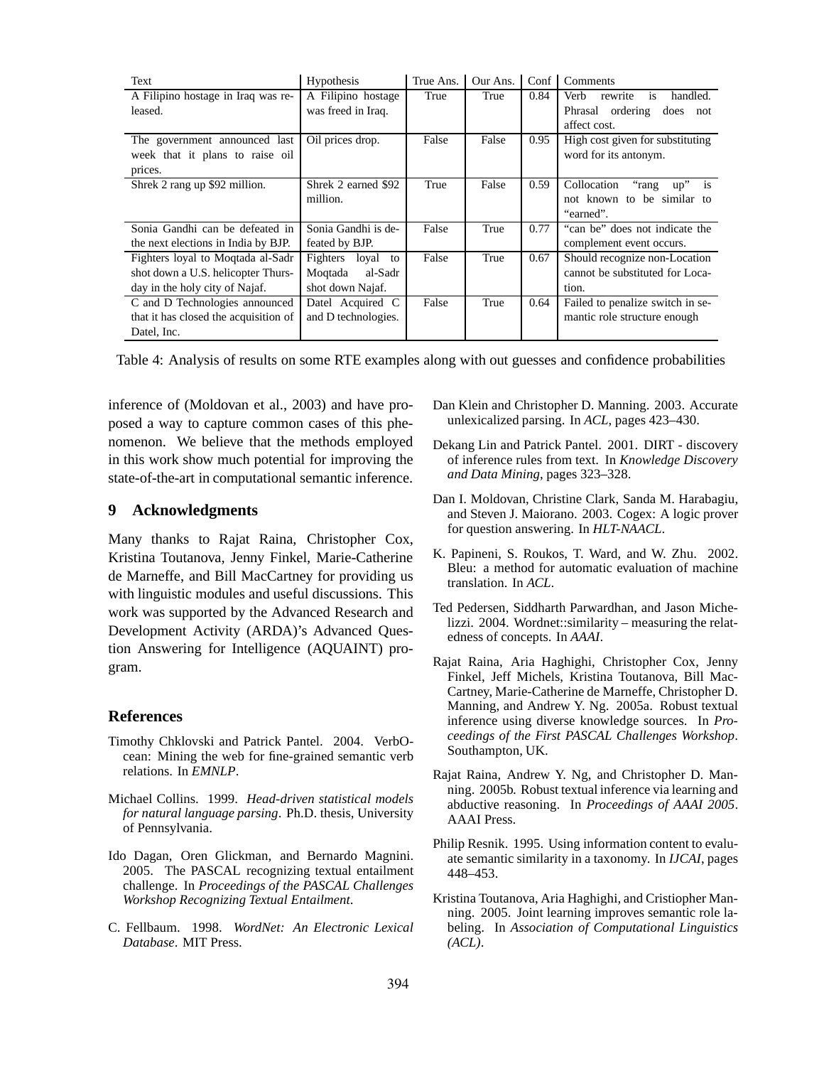| Text | Hypothesis | True Ans. | Our Ans. | Conf | Comments |
|---|---|---|---|---|---|
| A Filipino hostage in Iraq was released. | A Filipino hostage was freed in Iraq. | True | True | 0.84 | Verb rewrite is handled. Phrasal ordering does not affect cost. |
| The government announced last week that it plans to raise oil prices. | Oil prices drop. | False | False | 0.95 | High cost given for substituting word for its antonym. |
| Shrek 2 rang up $92 million. | Shrek 2 earned $92 million. | True | False | 0.59 | Collocation "rang up" is not known to be similar to "earned". |
| Sonia Gandhi can be defeated in the next elections in India by BJP. | Sonia Gandhi is defeated by BJP. | False | True | 0.77 | "can be" does not indicate the complement event occurs. |
| Fighters loyal to Moqtada al-Sadr shot down a U.S. helicopter Thursday in the holy city of Najaf. | Fighters loyal to Moqtada al-Sadr shot down Najaf. | False | True | 0.67 | Should recognize non-Location cannot be substituted for Location. |
| C and D Technologies announced that it has closed the acquisition of Datel, Inc. | Datel Acquired C and D technologies. | False | True | 0.64 | Failed to penalize switch in semantic role structure enough |

Table 4: Analysis of results on some RTE examples along with out guesses and confidence probabilities

inference of (Moldovan et al., 2003) and have proposed a way to capture common cases of this phenomenon. We believe that the methods employed in this work show much potential for improving the state-of-the-art in computational semantic inference.

## 9 Acknowledgments

Many thanks to Rajat Raina, Christopher Cox, Kristina Toutanova, Jenny Finkel, Marie-Catherine de Marneffe, and Bill MacCartney for providing us with linguistic modules and useful discussions. This work was supported by the Advanced Research and Development Activity (ARDA)'s Advanced Question Answering for Intelligence (AQUAINT) program.

## References

Timothy Chklovski and Patrick Pantel. 2004. VerbOcean: Mining the web for fine-grained semantic verb relations. In *EMNLP*.

Michael Collins. 1999. *Head-driven statistical models for natural language parsing*. Ph.D. thesis, University of Pennsylvania.

Ido Dagan, Oren Glickman, and Bernardo Magnini. 2005. The PASCAL recognizing textual entailment challenge. In *Proceedings of the PASCAL Challenges Workshop Recognizing Textual Entailment*.

C. Fellbaum. 1998. *WordNet: An Electronic Lexical Database*. MIT Press.

Dan Klein and Christopher D. Manning. 2003. Accurate unlexicalized parsing. In *ACL*, pages 423–430.

Dekang Lin and Patrick Pantel. 2001. DIRT - discovery of inference rules from text. In *Knowledge Discovery and Data Mining*, pages 323–328.

Dan I. Moldovan, Christine Clark, Sanda M. Harabagiu, and Steven J. Maiorano. 2003. Cogex: A logic prover for question answering. In *HLT-NAACL*.

K. Papineni, S. Roukos, T. Ward, and W. Zhu. 2002. Bleu: a method for automatic evaluation of machine translation. In *ACL*.

Ted Pedersen, Siddharth Parwardhan, and Jason Michelizzi. 2004. Wordnet::similarity – measuring the relatedness of concepts. In *AAAI*.

Rajat Raina, Aria Haghighi, Christopher Cox, Jenny Finkel, Jeff Michels, Kristina Toutanova, Bill MacCartney, Marie-Catherine de Marneffe, Christopher D. Manning, and Andrew Y. Ng. 2005a. Robust textual inference using diverse knowledge sources. In *Proceedings of the First PASCAL Challenges Workshop*. Southampton, UK.

Rajat Raina, Andrew Y. Ng, and Christopher D. Manning. 2005b. Robust textual inference via learning and abductive reasoning. In *Proceedings of AAAI 2005*. AAAI Press.

Philip Resnik. 1995. Using information content to evaluate semantic similarity in a taxonomy. In *IJCAI*, pages 448–453.

Kristina Toutanova, Aria Haghighi, and Cristiopher Manning. 2005. Joint learning improves semantic role labeling. In *Association of Computational Linguistics (ACL)*.